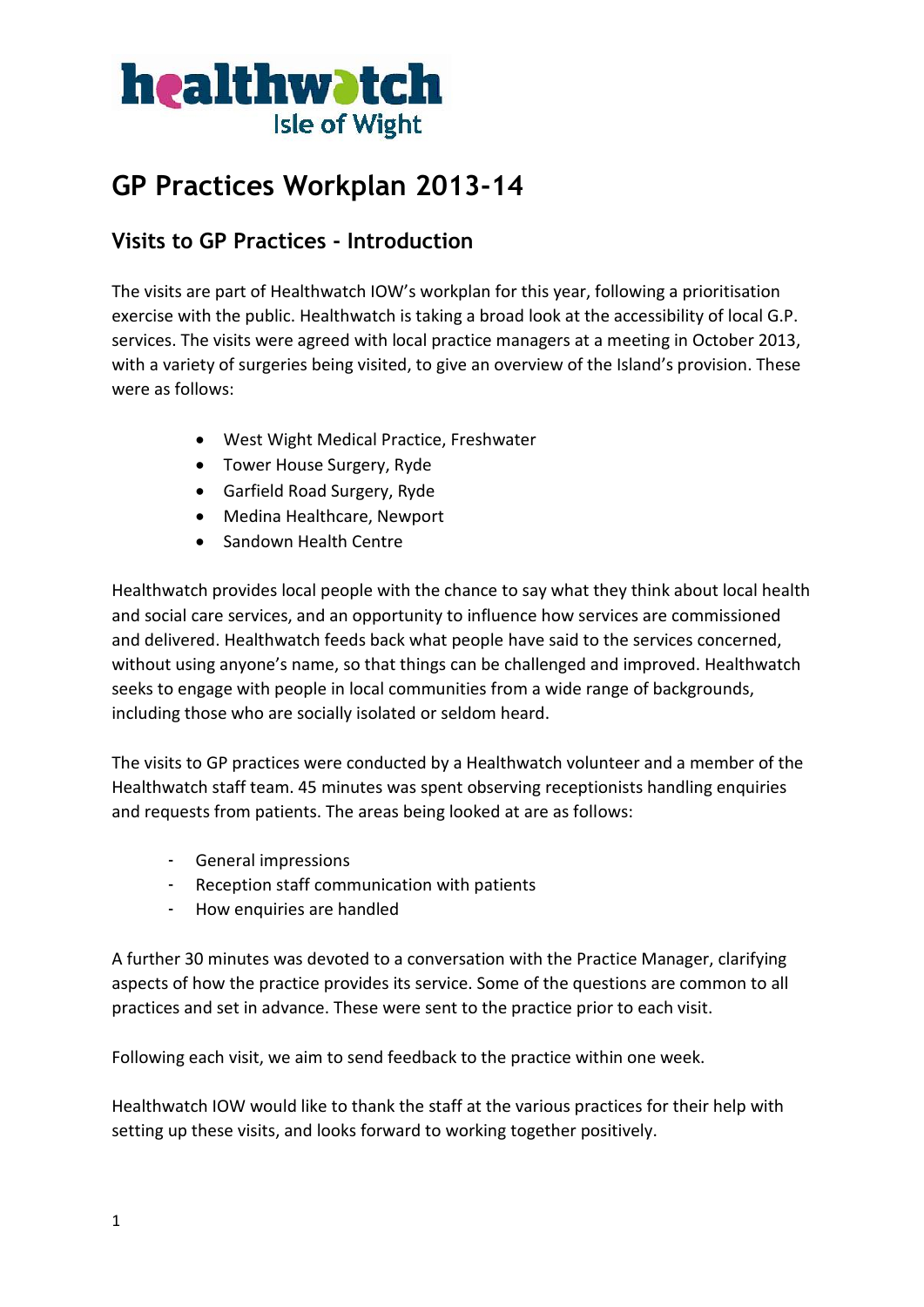healthwatch Isle of Wight

# GP Practices Workplan 2013-14

## Visits to GP Practices - Introduction

The visits are part of Healthwatch IOW's workplan for this year, following a prioritisation exercise with the public. Healthwatch is taking a broad look at the accessibility of local G.P. services. The visits were agreed with local practice managers at a meeting in October 2013, with a variety of surgeries being visited, to give an overview of the Island's provision. These were as follows:

- West Wight Medical Practice, Freshwater
- Tower House Surgery, Ryde
- Garfield Road Surgery, Ryde
- Medina Healthcare, Newport
- Sandown Health Centre

Healthwatch provides local people with the chance to say what they think about local health and social care services, and an opportunity to influence how services are commissioned and delivered. Healthwatch feeds back what people have said to the services concerned, without using anyone's name, so that things can be challenged and improved. Healthwatch seeks to engage with people in local communities from a wide range of backgrounds, including those who are socially isolated or seldom heard.

The visits to GP practices were conducted by a Healthwatch volunteer and a member of the Healthwatch staff team. 45 minutes was spent observing receptionists handling enquiries and requests from patients. The areas being looked at are as follows:

- General impressions
- Reception staff communication with patients
- How enquiries are handled

A further 30 minutes was devoted to a conversation with the Practice Manager, clarifying aspects of how the practice provides its service. Some of the questions are common to all practices and set in advance. These were sent to the practice prior to each visit.

Following each visit, we aim to send feedback to the practice within one week.

Healthwatch IOW would like to thank the staff at the various practices for their help with setting up these visits, and looks forward to working together positively.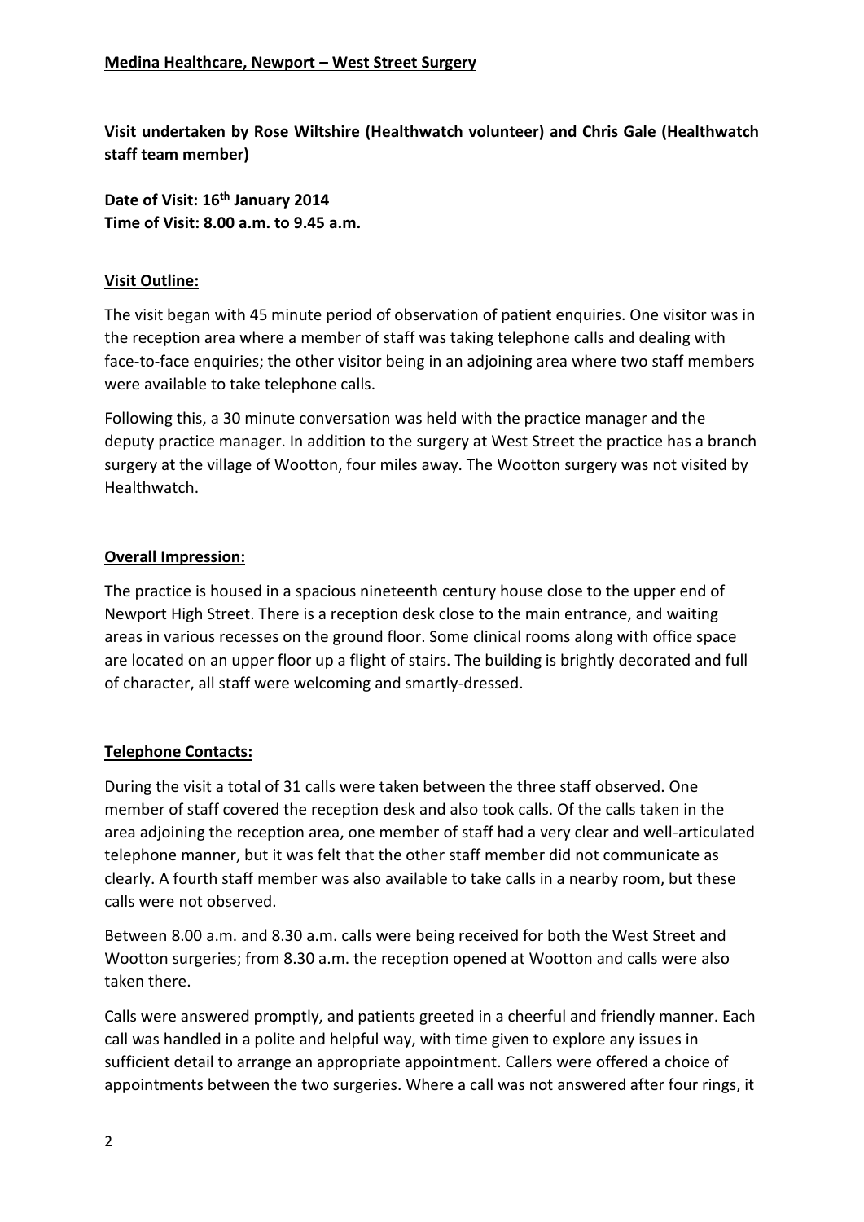**Medina Healthcare, Newport – West Street Surgery**

**Visit undertaken by Rose Wiltshire (Healthwatch volunteer) and Chris Gale (Healthwatch staff team member)**

**Date of Visit: 16th January 2014**
**Time of Visit: 8.00 a.m. to 9.45 a.m.**

**Visit Outline:**

The visit began with 45 minute period of observation of patient enquiries. One visitor was in the reception area where a member of staff was taking telephone calls and dealing with face-to-face enquiries; the other visitor being in an adjoining area where two staff members were available to take telephone calls.

Following this, a 30 minute conversation was held with the practice manager and the deputy practice manager. In addition to the surgery at West Street the practice has a branch surgery at the village of Wootton, four miles away. The Wootton surgery was not visited by Healthwatch.

**Overall Impression:**

The practice is housed in a spacious nineteenth century house close to the upper end of Newport High Street. There is a reception desk close to the main entrance, and waiting areas in various recesses on the ground floor. Some clinical rooms along with office space are located on an upper floor up a flight of stairs. The building is brightly decorated and full of character, all staff were welcoming and smartly-dressed.

**Telephone Contacts:**

During the visit a total of 31 calls were taken between the three staff observed. One member of staff covered the reception desk and also took calls. Of the calls taken in the area adjoining the reception area, one member of staff had a very clear and well-articulated telephone manner, but it was felt that the other staff member did not communicate as clearly. A fourth staff member was also available to take calls in a nearby room, but these calls were not observed.

Between 8.00 a.m. and 8.30 a.m. calls were being received for both the West Street and Wootton surgeries; from 8.30 a.m. the reception opened at Wootton and calls were also taken there.

Calls were answered promptly, and patients greeted in a cheerful and friendly manner. Each call was handled in a polite and helpful way, with time given to explore any issues in sufficient detail to arrange an appropriate appointment. Callers were offered a choice of appointments between the two surgeries. Where a call was not answered after four rings, it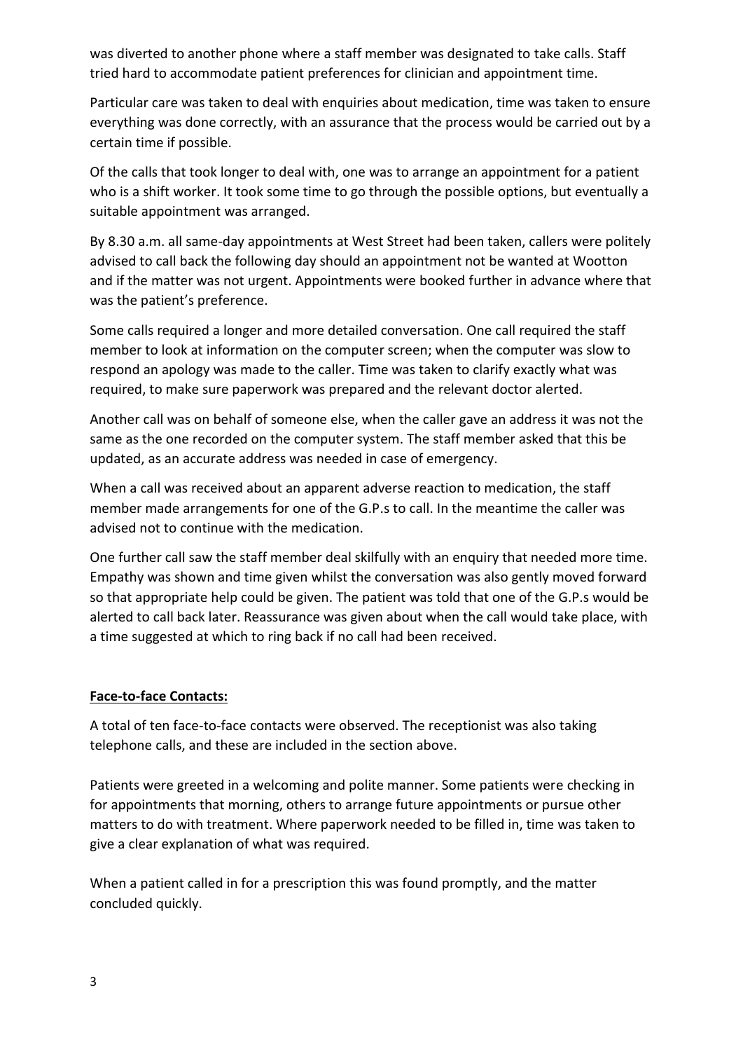was diverted to another phone where a staff member was designated to take calls. Staff tried hard to accommodate patient preferences for clinician and appointment time.

Particular care was taken to deal with enquiries about medication, time was taken to ensure everything was done correctly, with an assurance that the process would be carried out by a certain time if possible.

Of the calls that took longer to deal with, one was to arrange an appointment for a patient who is a shift worker. It took some time to go through the possible options, but eventually a suitable appointment was arranged.

By 8.30 a.m. all same-day appointments at West Street had been taken, callers were politely advised to call back the following day should an appointment not be wanted at Wootton and if the matter was not urgent. Appointments were booked further in advance where that was the patient's preference.

Some calls required a longer and more detailed conversation. One call required the staff member to look at information on the computer screen; when the computer was slow to respond an apology was made to the caller. Time was taken to clarify exactly what was required, to make sure paperwork was prepared and the relevant doctor alerted.

Another call was on behalf of someone else, when the caller gave an address it was not the same as the one recorded on the computer system. The staff member asked that this be updated, as an accurate address was needed in case of emergency.

When a call was received about an apparent adverse reaction to medication, the staff member made arrangements for one of the G.P.s to call. In the meantime the caller was advised not to continue with the medication.

One further call saw the staff member deal skilfully with an enquiry that needed more time. Empathy was shown and time given whilst the conversation was also gently moved forward so that appropriate help could be given. The patient was told that one of the G.P.s would be alerted to call back later. Reassurance was given about when the call would take place, with a time suggested at which to ring back if no call had been received.

**Face-to-face Contacts:**

A total of ten face-to-face contacts were observed. The receptionist was also taking telephone calls, and these are included in the section above.

Patients were greeted in a welcoming and polite manner. Some patients were checking in for appointments that morning, others to arrange future appointments or pursue other matters to do with treatment. Where paperwork needed to be filled in, time was taken to give a clear explanation of what was required.

When a patient called in for a prescription this was found promptly, and the matter concluded quickly.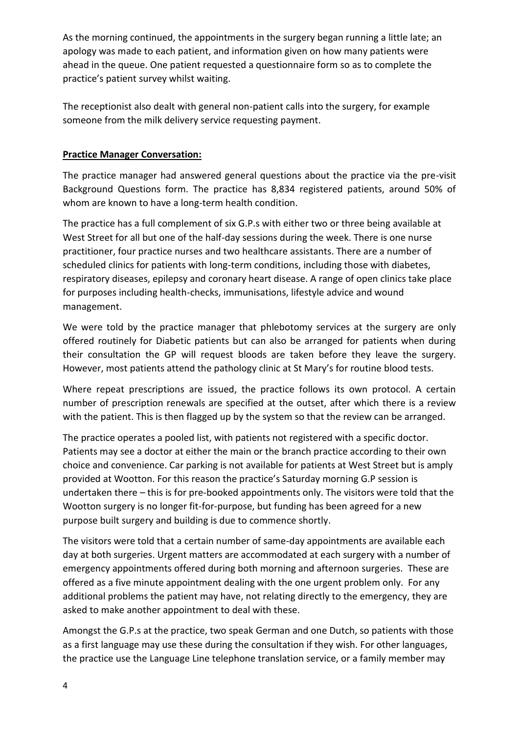As the morning continued, the appointments in the surgery began running a little late; an apology was made to each patient, and information given on how many patients were ahead in the queue. One patient requested a questionnaire form so as to complete the practice's patient survey whilst waiting.

The receptionist also dealt with general non-patient calls into the surgery, for example someone from the milk delivery service requesting payment.

**Practice Manager Conversation:**

The practice manager had answered general questions about the practice via the pre-visit Background Questions form. The practice has 8,834 registered patients, around 50% of whom are known to have a long-term health condition.

The practice has a full complement of six G.P.s with either two or three being available at West Street for all but one of the half-day sessions during the week. There is one nurse practitioner, four practice nurses and two healthcare assistants. There are a number of scheduled clinics for patients with long-term conditions, including those with diabetes, respiratory diseases, epilepsy and coronary heart disease. A range of open clinics take place for purposes including health-checks, immunisations, lifestyle advice and wound management.

We were told by the practice manager that phlebotomy services at the surgery are only offered routinely for Diabetic patients but can also be arranged for patients when during their consultation the GP will request bloods are taken before they leave the surgery. However, most patients attend the pathology clinic at St Mary's for routine blood tests.

Where repeat prescriptions are issued, the practice follows its own protocol. A certain number of prescription renewals are specified at the outset, after which there is a review with the patient. This is then flagged up by the system so that the review can be arranged.

The practice operates a pooled list, with patients not registered with a specific doctor. Patients may see a doctor at either the main or the branch practice according to their own choice and convenience. Car parking is not available for patients at West Street but is amply provided at Wootton. For this reason the practice's Saturday morning G.P session is undertaken there – this is for pre-booked appointments only. The visitors were told that the Wootton surgery is no longer fit-for-purpose, but funding has been agreed for a new purpose built surgery and building is due to commence shortly.

The visitors were told that a certain number of same-day appointments are available each day at both surgeries. Urgent matters are accommodated at each surgery with a number of emergency appointments offered during both morning and afternoon surgeries. These are offered as a five minute appointment dealing with the one urgent problem only. For any additional problems the patient may have, not relating directly to the emergency, they are asked to make another appointment to deal with these.

Amongst the G.P.s at the practice, two speak German and one Dutch, so patients with those as a first language may use these during the consultation if they wish. For other languages, the practice use the Language Line telephone translation service, or a family member may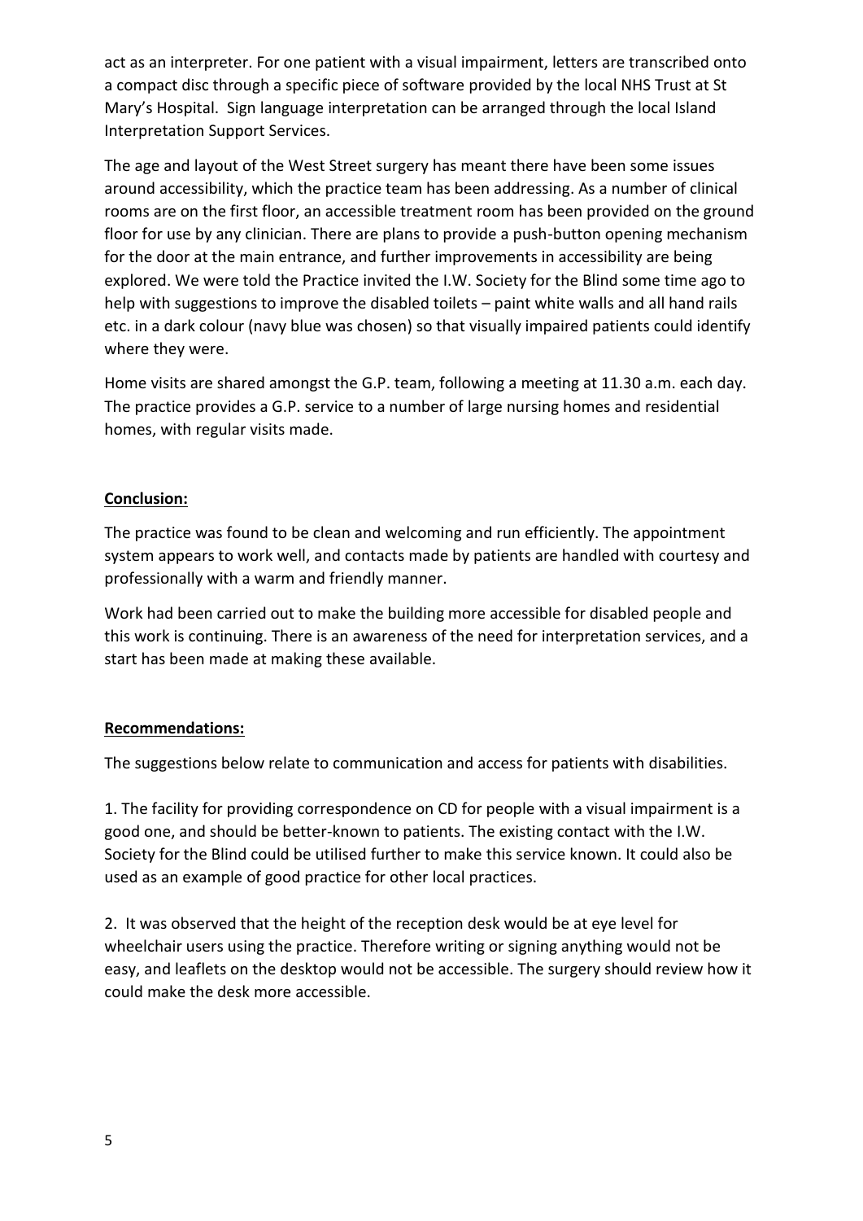act as an interpreter. For one patient with a visual impairment, letters are transcribed onto a compact disc through a specific piece of software provided by the local NHS Trust at St Mary's Hospital. Sign language interpretation can be arranged through the local Island Interpretation Support Services.

The age and layout of the West Street surgery has meant there have been some issues around accessibility, which the practice team has been addressing. As a number of clinical rooms are on the first floor, an accessible treatment room has been provided on the ground floor for use by any clinician. There are plans to provide a push-button opening mechanism for the door at the main entrance, and further improvements in accessibility are being explored. We were told the Practice invited the I.W. Society for the Blind some time ago to help with suggestions to improve the disabled toilets – paint white walls and all hand rails etc. in a dark colour (navy blue was chosen) so that visually impaired patients could identify where they were.

Home visits are shared amongst the G.P. team, following a meeting at 11.30 a.m. each day. The practice provides a G.P. service to a number of large nursing homes and residential homes, with regular visits made.

**Conclusion:**

The practice was found to be clean and welcoming and run efficiently. The appointment system appears to work well, and contacts made by patients are handled with courtesy and professionally with a warm and friendly manner.

Work had been carried out to make the building more accessible for disabled people and this work is continuing. There is an awareness of the need for interpretation services, and a start has been made at making these available.

**Recommendations:**

The suggestions below relate to communication and access for patients with disabilities.

1. The facility for providing correspondence on CD for people with a visual impairment is a good one, and should be better-known to patients. The existing contact with the I.W. Society for the Blind could be utilised further to make this service known. It could also be used as an example of good practice for other local practices.

2. It was observed that the height of the reception desk would be at eye level for wheelchair users using the practice. Therefore writing or signing anything would not be easy, and leaflets on the desktop would not be accessible. The surgery should review how it could make the desk more accessible.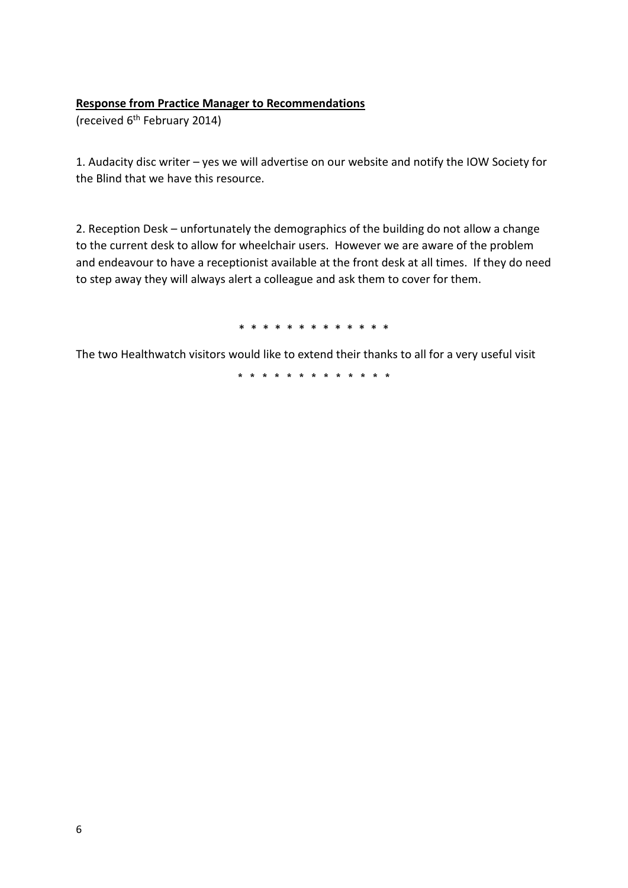**Response from Practice Manager to Recommendations**

(received 6th February 2014)

1. Audacity disc writer – yes we will advertise on our website and notify the IOW Society for the Blind that we have this resource.

2. Reception Desk – unfortunately the demographics of the building do not allow a change to the current desk to allow for wheelchair users. However we are aware of the problem and endeavour to have a receptionist available at the front desk at all times. If they do need to step away they will always alert a colleague and ask them to cover for them.

\* \* \* \* \* \* \* \* \* \* \* \* \*

The two Healthwatch visitors would like to extend their thanks to all for a very useful visit

\* \* \* \* \* \* \* \* \* \* \* \* \* \*